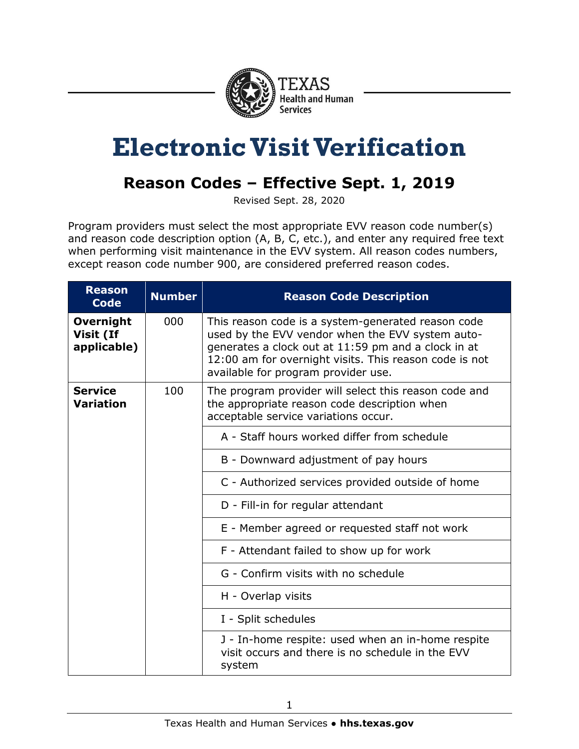Texas Health and Human Services

# Electronic Visit Verification

## Reason Codes – Effective Sept. 1, 2019

Revised Sept. 28, 2020

Program providers must select the most appropriate EVV reason code number(s) and reason code description option (A, B, C, etc.), and enter any required free text when performing visit maintenance in the EVV system. All reason codes numbers, except reason code number 900, are considered preferred reason codes.

| Reason Code | Number | Reason Code Description |
|---|---|---|
| **Overnight Visit (If applicable)** | 000 | This reason code is a system-generated reason code used by the EVV vendor when the EVV system auto-generates a clock out at 11:59 pm and a clock in at 12:00 am for overnight visits. This reason code is not available for program provider use. |
| **Service Variation** | 100 | The program provider will select this reason code and the appropriate reason code description when acceptable service variations occur. |
| | | A - Staff hours worked differ from schedule |
| | | B - Downward adjustment of pay hours |
| | | C - Authorized services provided outside of home |
| | | D - Fill-in for regular attendant |
| | | E - Member agreed or requested staff not work |
| | | F - Attendant failed to show up for work |
| | | G - Confirm visits with no schedule |
| | | H - Overlap visits |
| | | I - Split schedules |
| | | J - In-home respite: used when an in-home respite visit occurs and there is no schedule in the EVV system |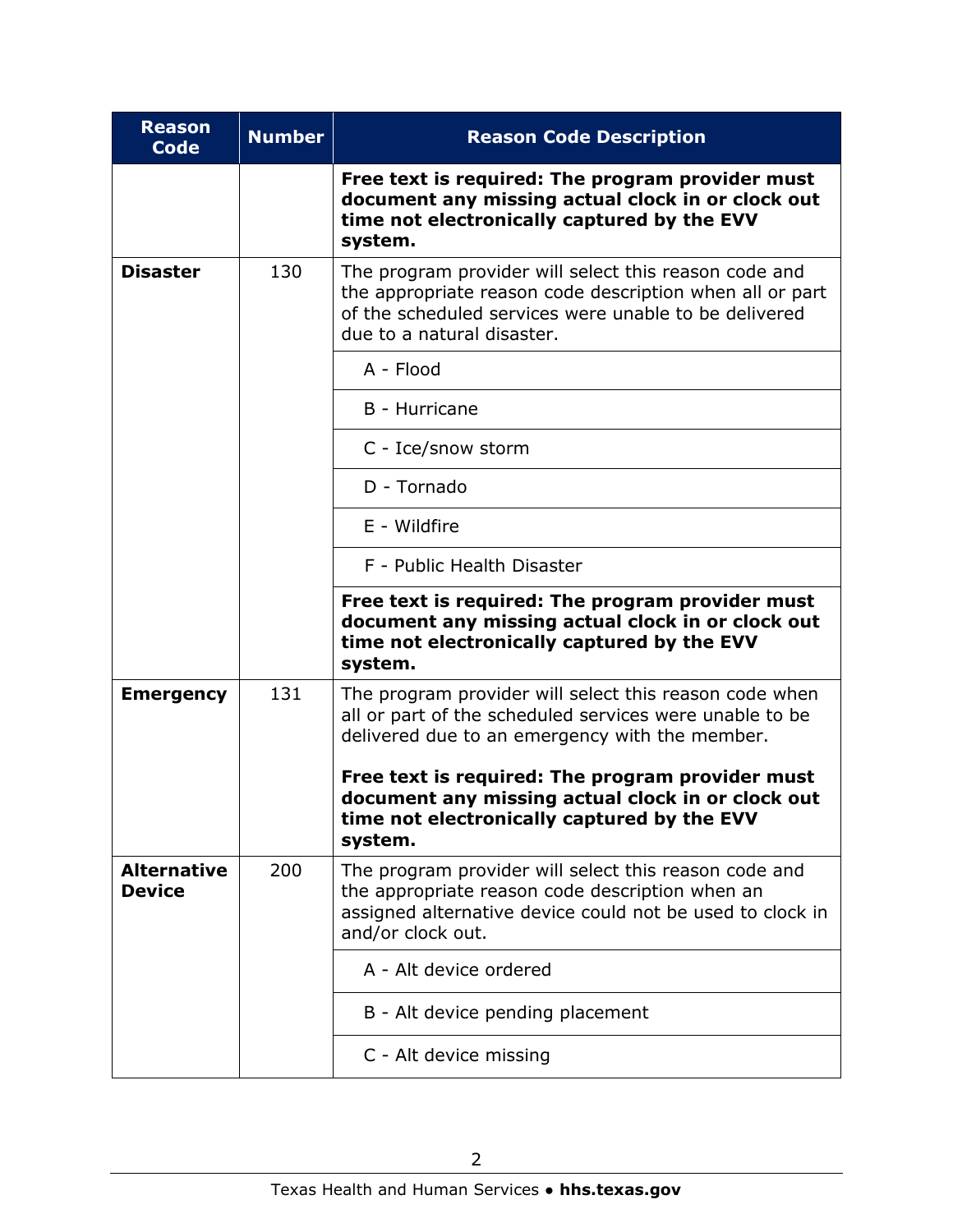| Reason Code | Number | Reason Code Description |
| --- | --- | --- |
| | | **Free text is required: The program provider must document any missing actual clock in or clock out time not electronically captured by the EVV system.** |
| **Disaster** | 130 | The program provider will select this reason code and the appropriate reason code description when all or part of the scheduled services were unable to be delivered due to a natural disaster. |
| | | A - Flood |
| | | B - Hurricane |
| | | C - Ice/snow storm |
| | | D - Tornado |
| | | E - Wildfire |
| | | F - Public Health Disaster |
| | | **Free text is required: The program provider must document any missing actual clock in or clock out time not electronically captured by the EVV system.** |
| **Emergency** | 131 | The program provider will select this reason code when all or part of the scheduled services were unable to be delivered due to an emergency with the member.<br><br>**Free text is required: The program provider must document any missing actual clock in or clock out time not electronically captured by the EVV system.** |
| **Alternative Device** | 200 | The program provider will select this reason code and the appropriate reason code description when an assigned alternative device could not be used to clock in and/or clock out. |
| | | A - Alt device ordered |
| | | B - Alt device pending placement |
| | | C - Alt device missing |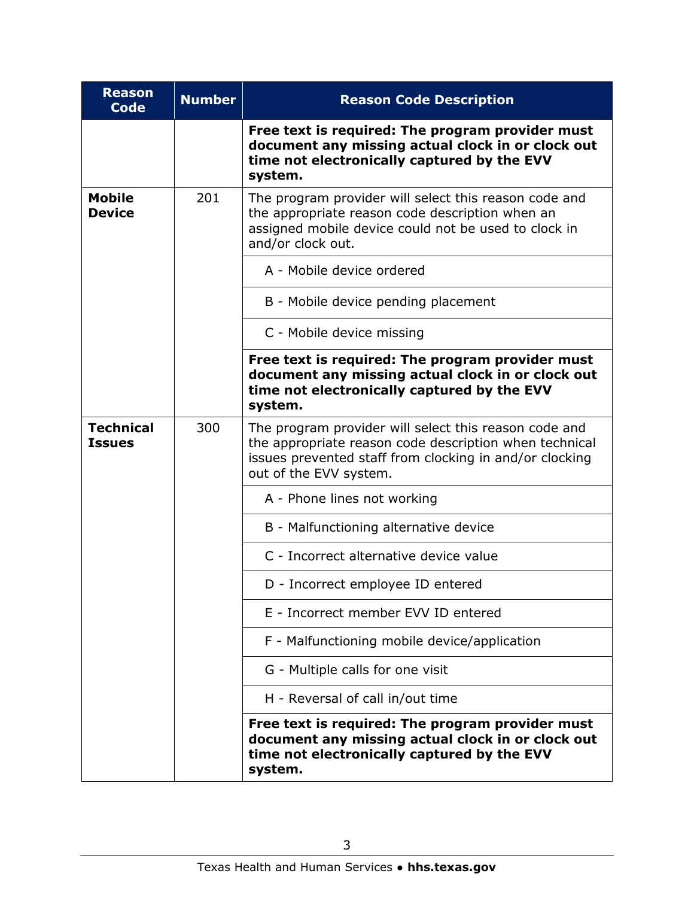| Reason Code | Number | Reason Code Description |
|---|---|---|
| | | **Free text is required: The program provider must document any missing actual clock in or clock out time not electronically captured by the EVV system.** |
| **Mobile Device** | 201 | The program provider will select this reason code and the appropriate reason code description when an assigned mobile device could not be used to clock in and/or clock out. |
| | | A - Mobile device ordered |
| | | B - Mobile device pending placement |
| | | C - Mobile device missing |
| | | **Free text is required: The program provider must document any missing actual clock in or clock out time not electronically captured by the EVV system.** |
| **Technical Issues** | 300 | The program provider will select this reason code and the appropriate reason code description when technical issues prevented staff from clocking in and/or clocking out of the EVV system. |
| | | A - Phone lines not working |
| | | B - Malfunctioning alternative device |
| | | C - Incorrect alternative device value |
| | | D - Incorrect employee ID entered |
| | | E - Incorrect member EVV ID entered |
| | | F - Malfunctioning mobile device/application |
| | | G - Multiple calls for one visit |
| | | H - Reversal of call in/out time |
| | | **Free text is required: The program provider must document any missing actual clock in or clock out time not electronically captured by the EVV system.** |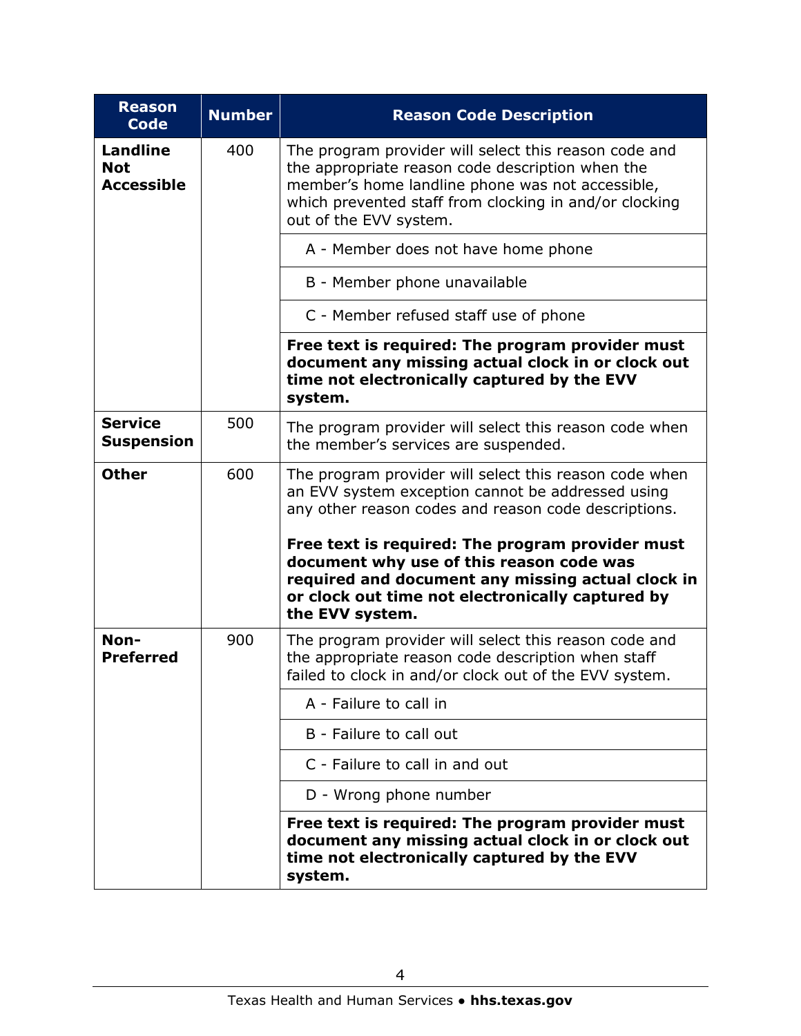| Reason Code | Number | Reason Code Description |
|---|---|---|
| **Landline Not Accessible** | 400 | The program provider will select this reason code and the appropriate reason code description when the member's home landline phone was not accessible, which prevented staff from clocking in and/or clocking out of the EVV system. |
| | | A - Member does not have home phone |
| | | B - Member phone unavailable |
| | | C - Member refused staff use of phone |
| | | **Free text is required: The program provider must document any missing actual clock in or clock out time not electronically captured by the EVV system.** |
| **Service Suspension** | 500 | The program provider will select this reason code when the member's services are suspended. |
| **Other** | 600 | The program provider will select this reason code when an EVV system exception cannot be addressed using any other reason codes and reason code descriptions.<br><br>**Free text is required: The program provider must document why use of this reason code was required and document any missing actual clock in or clock out time not electronically captured by the EVV system.** |
| **Non-Preferred** | 900 | The program provider will select this reason code and the appropriate reason code description when staff failed to clock in and/or clock out of the EVV system. |
| | | A - Failure to call in |
| | | B - Failure to call out |
| | | C - Failure to call in and out |
| | | D - Wrong phone number |
| | | **Free text is required: The program provider must document any missing actual clock in or clock out time not electronically captured by the EVV system.** |